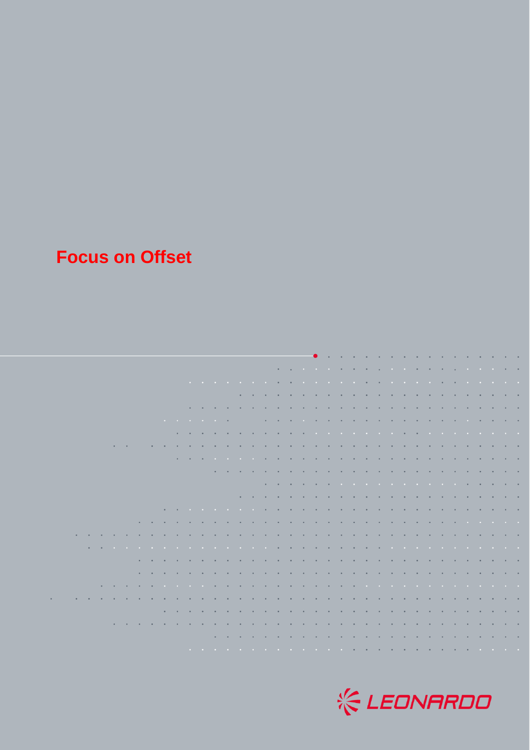# Focus on Offset

LEONARDO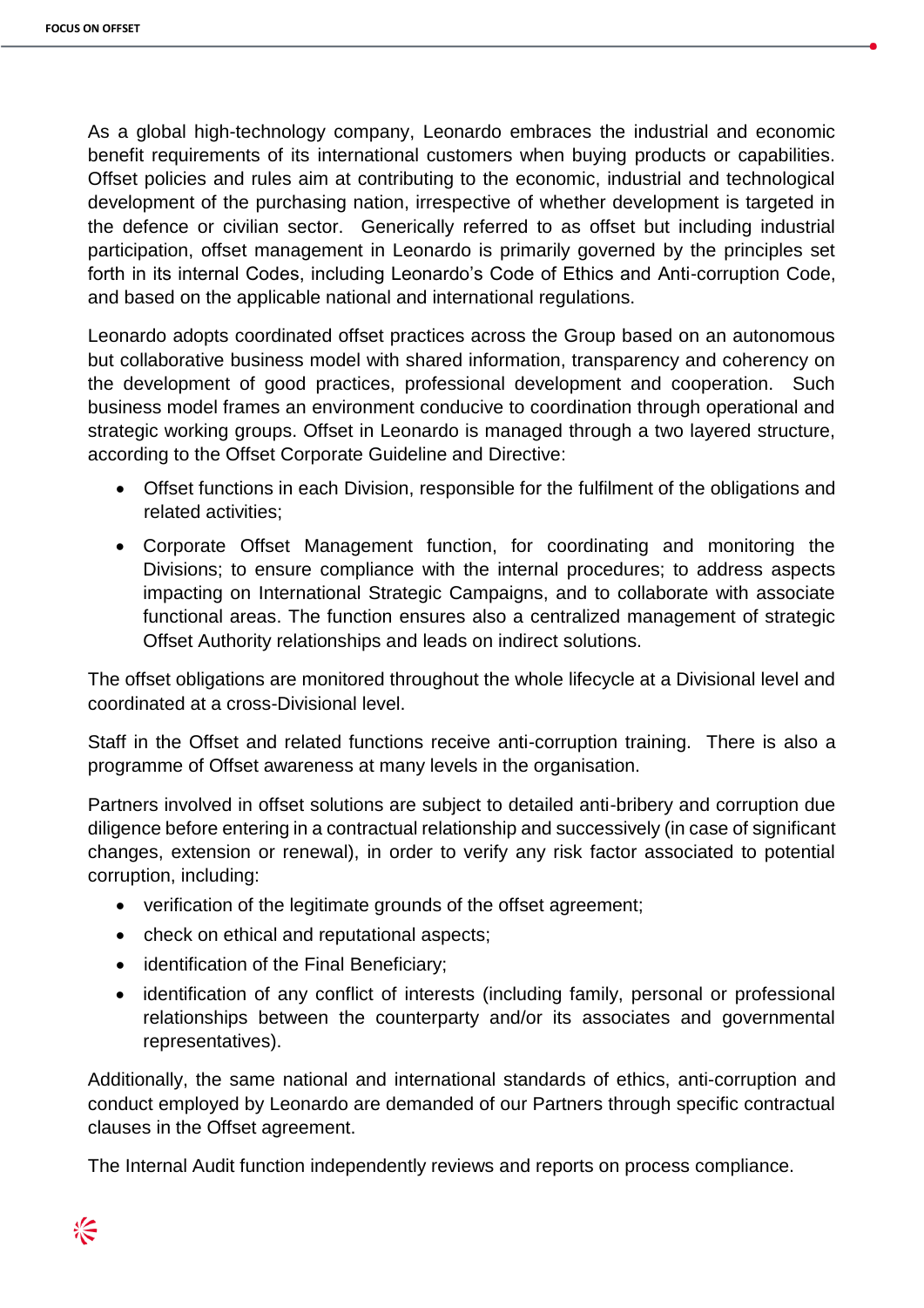As a global high-technology company, Leonardo embraces the industrial and economic benefit requirements of its international customers when buying products or capabilities. Offset policies and rules aim at contributing to the economic, industrial and technological development of the purchasing nation, irrespective of whether development is targeted in the defence or civilian sector. Generically referred to as offset but including industrial participation, offset management in Leonardo is primarily governed by the principles set forth in its internal Codes, including Leonardo's Code of Ethics and Anti-corruption Code, and based on the applicable national and international regulations.

Leonardo adopts coordinated offset practices across the Group based on an autonomous but collaborative business model with shared information, transparency and coherency on the development of good practices, professional development and cooperation. Such business model frames an environment conducive to coordination through operational and strategic working groups. Offset in Leonardo is managed through a two layered structure, according to the Offset Corporate Guideline and Directive:

- Offset functions in each Division, responsible for the fulfilment of the obligations and related activities;
- Corporate Offset Management function, for coordinating and monitoring the Divisions; to ensure compliance with the internal procedures; to address aspects impacting on International Strategic Campaigns, and to collaborate with associate functional areas. The function ensures also a centralized management of strategic Offset Authority relationships and leads on indirect solutions.

The offset obligations are monitored throughout the whole lifecycle at a Divisional level and coordinated at a cross-Divisional level.

Staff in the Offset and related functions receive anti-corruption training. There is also a programme of Offset awareness at many levels in the organisation.

Partners involved in offset solutions are subject to detailed anti-bribery and corruption due diligence before entering in a contractual relationship and successively (in case of significant changes, extension or renewal), in order to verify any risk factor associated to potential corruption, including:

- verification of the legitimate grounds of the offset agreement;
- check on ethical and reputational aspects;
- identification of the Final Beneficiary;
- identification of any conflict of interests (including family, personal or professional relationships between the counterparty and/or its associates and governmental representatives).

Additionally, the same national and international standards of ethics, anti-corruption and conduct employed by Leonardo are demanded of our Partners through specific contractual clauses in the Offset agreement.

The Internal Audit function independently reviews and reports on process compliance.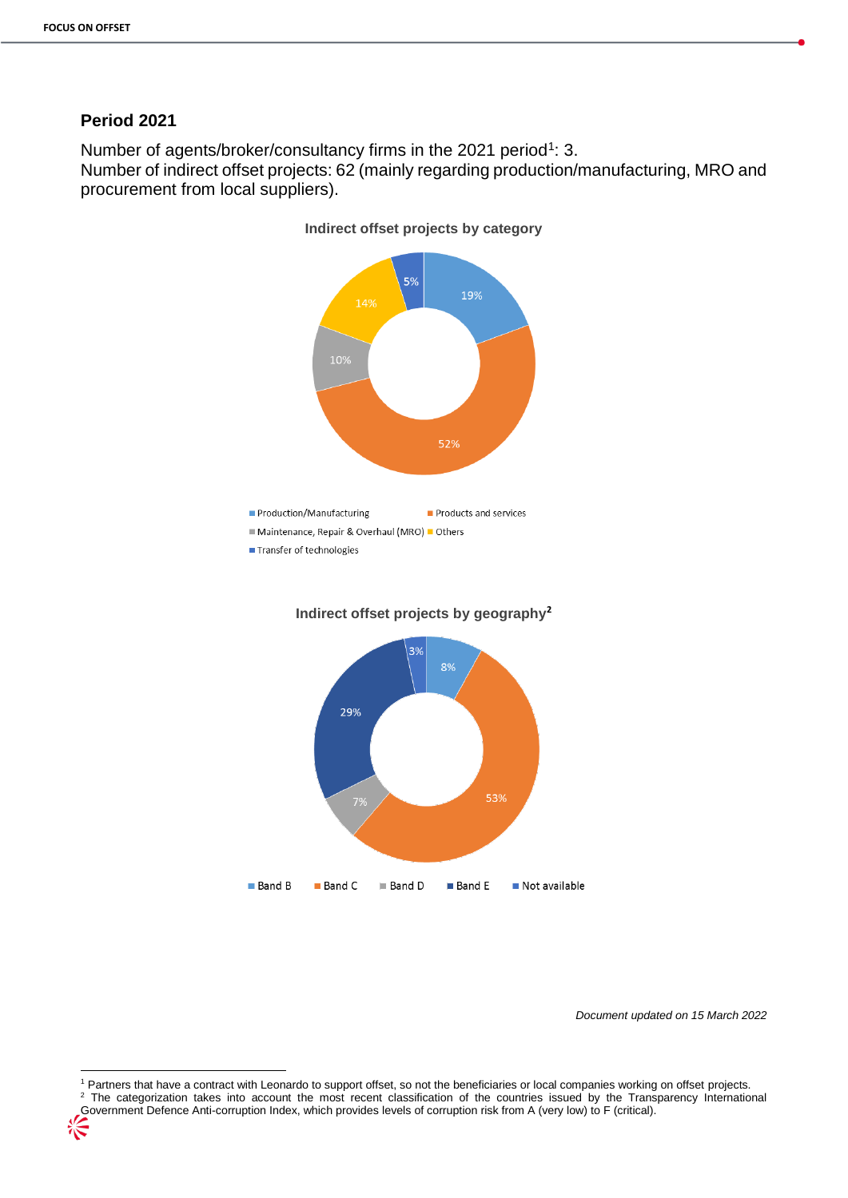## Period 2021

Number of agents/broker/consultancy firms in the 2021 period[1]: 3.
Number of indirect offset projects: 62 (mainly regarding production/manufacturing, MRO and procurement from local suppliers).

**Indirect offset projects by category**

| Category | Share |
|---|---|
| Production/Manufacturing | 19% |
| Products and services | 52% |
| Maintenance, Repair & Overhaul (MRO) | 10% |
| Others | 14% |
| Transfer of technologies | 5% |

**Indirect offset projects by geography[2]**

| Band | Share |
|---|---|
| Band B | 8% |
| Band C | 53% |
| Band D | 7% |
| Band E | 29% |
| Not available | 3% |

*Document updated on 15 March 2022*

[1] Partners that have a contract with Leonardo to support offset, so not the beneficiaries or local companies working on offset projects.

[2] The categorization takes into account the most recent classification of the countries issued by the Transparency International Government Defence Anti-corruption Index, which provides levels of corruption risk from A (very low) to F (critical).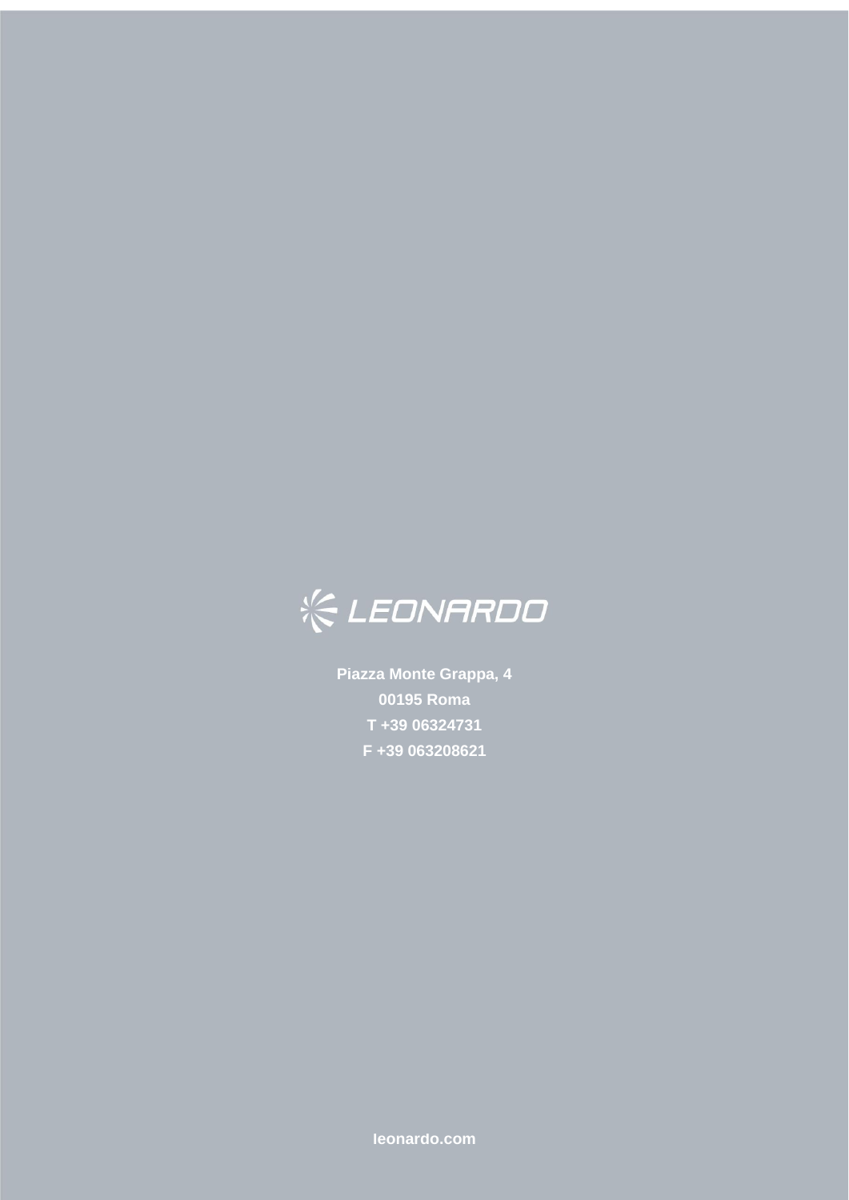LEONARDO

**Piazza Monte Grappa, 4**

**00195 Roma**

**T +39 06324731**

**F +39 063208621**

**leonardo.com**